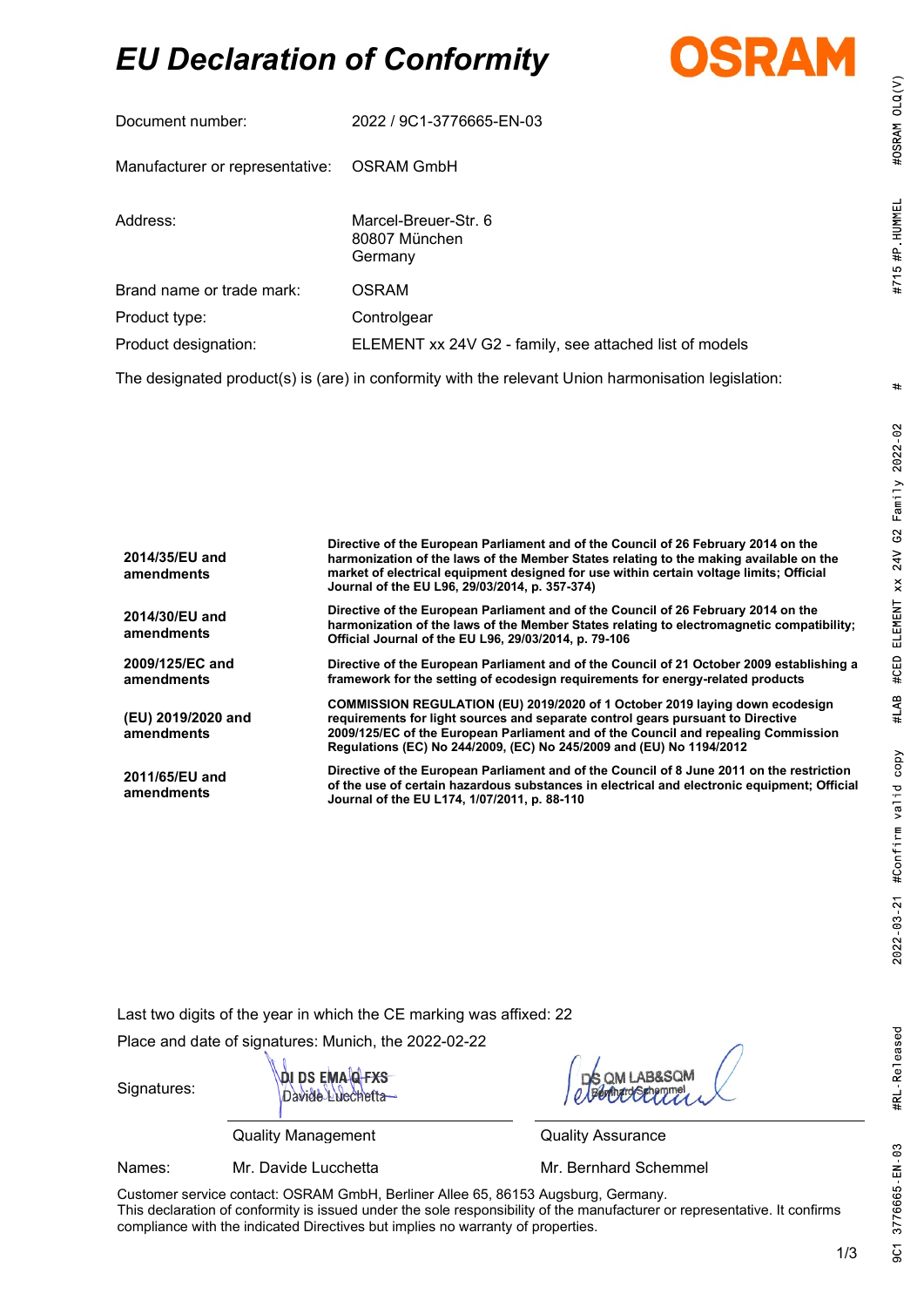# EU Declaration of Conformity

OSRAM

| | |
|---|---|
| Document number: | 2022 / 9C1-3776665-EN-03 |
| Manufacturer or representative: | OSRAM GmbH |
| Address: | Marcel-Breuer-Str. 6<br>80807 München<br>Germany |
| Brand name or trade mark: | OSRAM |
| Product type: | Controlgear |
| Product designation: | ELEMENT xx 24V G2 - family, see attached list of models |

The designated product(s) is (are) in conformity with the relevant Union harmonisation legislation:

| | |
|---|---|
| **2014/35/EU and amendments** | **Directive of the European Parliament and of the Council of 26 February 2014 on the harmonization of the laws of the Member States relating to the making available on the market of electrical equipment designed for use within certain voltage limits; Official Journal of the EU L96, 29/03/2014, p. 357-374)** |
| **2014/30/EU and amendments** | **Directive of the European Parliament and of the Council of 26 February 2014 on the harmonization of the laws of the Member States relating to electromagnetic compatibility; Official Journal of the EU L96, 29/03/2014, p. 79-106** |
| **2009/125/EC and amendments** | **Directive of the European Parliament and of the Council of 21 October 2009 establishing a framework for the setting of ecodesign requirements for energy-related products** |
| **(EU) 2019/2020 and amendments** | **COMMISSION REGULATION (EU) 2019/2020 of 1 October 2019 laying down ecodesign requirements for light sources and separate control gears pursuant to Directive 2009/125/EC of the European Parliament and of the Council and repealing Commission Regulations (EC) No 244/2009, (EC) No 245/2009 and (EU) No 1194/2012** |
| **2011/65/EU and amendments** | **Directive of the European Parliament and of the Council of 8 June 2011 on the restriction of the use of certain hazardous substances in electrical and electronic equipment; Official Journal of the EU L174, 1/07/2011, p. 88-110** |

Last two digits of the year in which the CE marking was affixed: 22

Place and date of signatures: Munich, the 2022-02-22

| | | |
|---|---|---|
| Signatures: | DI DS EMA Q FXS<br>Davide Lucchetta | DS QM LAB&SQM<br>Bernhard Schemmel |
| | Quality Management | Quality Assurance |
| Names: | Mr. Davide Lucchetta | Mr. Bernhard Schemmel |

Customer service contact: OSRAM GmbH, Berliner Allee 65, 86153 Augsburg, Germany.
This declaration of conformity is issued under the sole responsibility of the manufacturer or representative. It confirms compliance with the indicated Directives but implies no warranty of properties.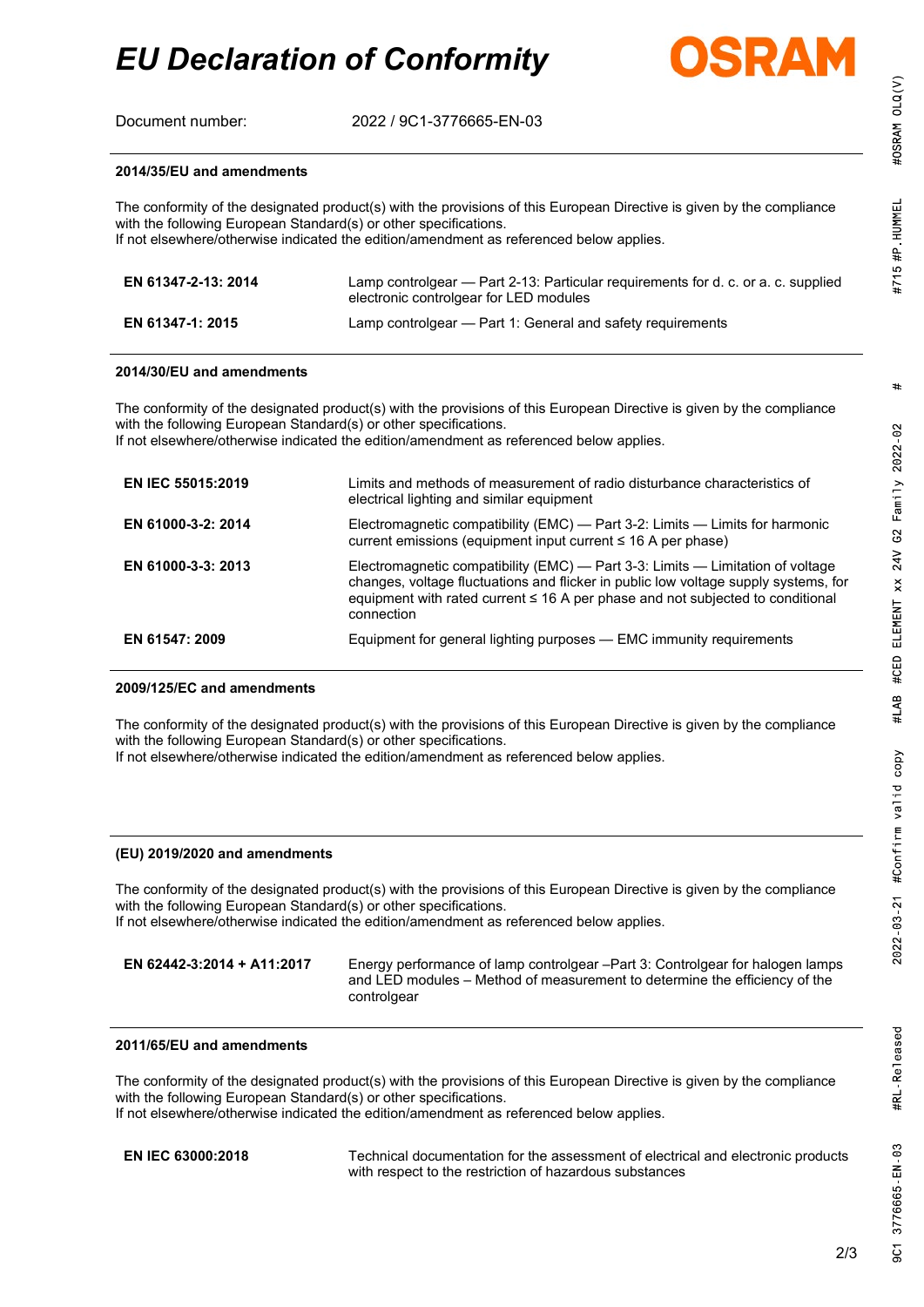# EU Declaration of Conformity

Document number: 2022 / 9C1-3776665-EN-03

**2014/35/EU and amendments**

The conformity of the designated product(s) with the provisions of this European Directive is given by the compliance with the following European Standard(s) or other specifications.
If not elsewhere/otherwise indicated the edition/amendment as referenced below applies.

| | |
|---|---|
| **EN 61347-2-13: 2014** | Lamp controlgear — Part 2-13: Particular requirements for d. c. or a. c. supplied electronic controlgear for LED modules |
| **EN 61347-1: 2015** | Lamp controlgear — Part 1: General and safety requirements |

**2014/30/EU and amendments**

The conformity of the designated product(s) with the provisions of this European Directive is given by the compliance with the following European Standard(s) or other specifications.
If not elsewhere/otherwise indicated the edition/amendment as referenced below applies.

| | |
|---|---|
| **EN IEC 55015:2019** | Limits and methods of measurement of radio disturbance characteristics of electrical lighting and similar equipment |
| **EN 61000-3-2: 2014** | Electromagnetic compatibility (EMC) — Part 3-2: Limits — Limits for harmonic current emissions (equipment input current ≤ 16 A per phase) |
| **EN 61000-3-3: 2013** | Electromagnetic compatibility (EMC) — Part 3-3: Limits — Limitation of voltage changes, voltage fluctuations and flicker in public low voltage supply systems, for equipment with rated current ≤ 16 A per phase and not subjected to conditional connection |
| **EN 61547: 2009** | Equipment for general lighting purposes — EMC immunity requirements |

**2009/125/EC and amendments**

The conformity of the designated product(s) with the provisions of this European Directive is given by the compliance with the following European Standard(s) or other specifications.
If not elsewhere/otherwise indicated the edition/amendment as referenced below applies.

**(EU) 2019/2020 and amendments**

The conformity of the designated product(s) with the provisions of this European Directive is given by the compliance with the following European Standard(s) or other specifications.
If not elsewhere/otherwise indicated the edition/amendment as referenced below applies.

| | |
|---|---|
| **EN 62442-3:2014 + A11:2017** | Energy performance of lamp controlgear –Part 3: Controlgear for halogen lamps and LED modules – Method of measurement to determine the efficiency of the controlgear |

**2011/65/EU and amendments**

The conformity of the designated product(s) with the provisions of this European Directive is given by the compliance with the following European Standard(s) or other specifications.
If not elsewhere/otherwise indicated the edition/amendment as referenced below applies.

| | |
|---|---|
| **EN IEC 63000:2018** | Technical documentation for the assessment of electrical and electronic products with respect to the restriction of hazardous substances |

9C1 3776665-EN-03 #RL-Released 2022-03-21 #Confirm valid copy #LAB #CED ELEMENT xx 24V G2 Family 2022-02 # #715 #P.HUMMEL #OSRAM OLQ(V)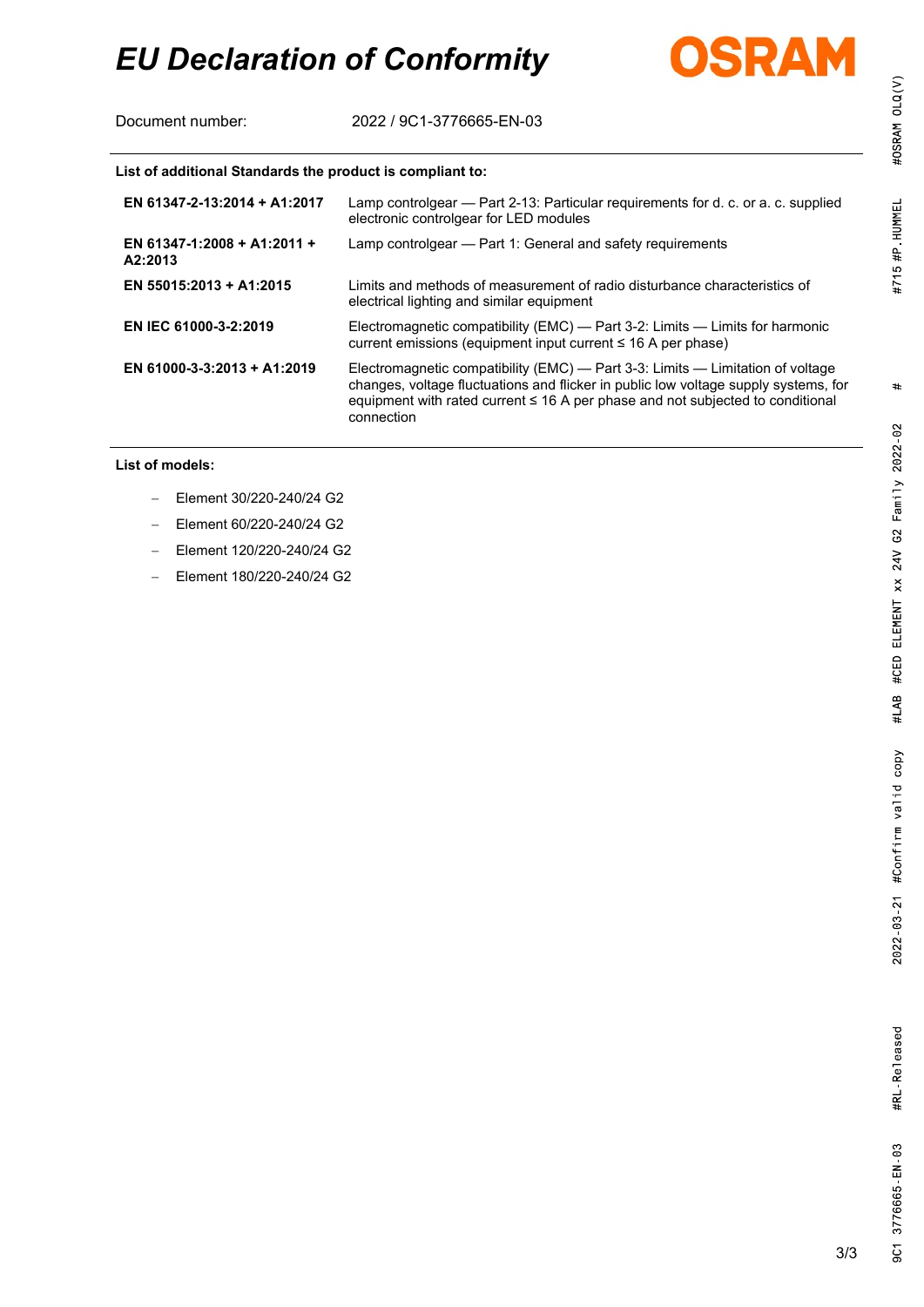# *EU Declaration of Conformity*

OSRAM

Document number: 2022 / 9C1-3776665-EN-03

**List of additional Standards the product is compliant to:**

| | |
|---|---|
| **EN 61347-2-13:2014 + A1:2017** | Lamp controlgear — Part 2-13: Particular requirements for d. c. or a. c. supplied electronic controlgear for LED modules |
| **EN 61347-1:2008 + A1:2011 + A2:2013** | Lamp controlgear — Part 1: General and safety requirements |
| **EN 55015:2013 + A1:2015** | Limits and methods of measurement of radio disturbance characteristics of electrical lighting and similar equipment |
| **EN IEC 61000-3-2:2019** | Electromagnetic compatibility (EMC) — Part 3-2: Limits — Limits for harmonic current emissions (equipment input current ≤ 16 A per phase) |
| **EN 61000-3-3:2013 + A1:2019** | Electromagnetic compatibility (EMC) — Part 3-3: Limits — Limitation of voltage changes, voltage fluctuations and flicker in public low voltage supply systems, for equipment with rated current ≤ 16 A per phase and not subjected to conditional connection |

**List of models:**

- Element 30/220-240/24 G2
- Element 60/220-240/24 G2
- Element 120/220-240/24 G2
- Element 180/220-240/24 G2

#OSRAM OLQ(V) #715 #P.HUMMEL # 2022-02 Family G2 24V xx ELEMENT #CED #LAB copy valid #Confirm 2022-03-21 #RL-Released 9C1 3776665-EN-03